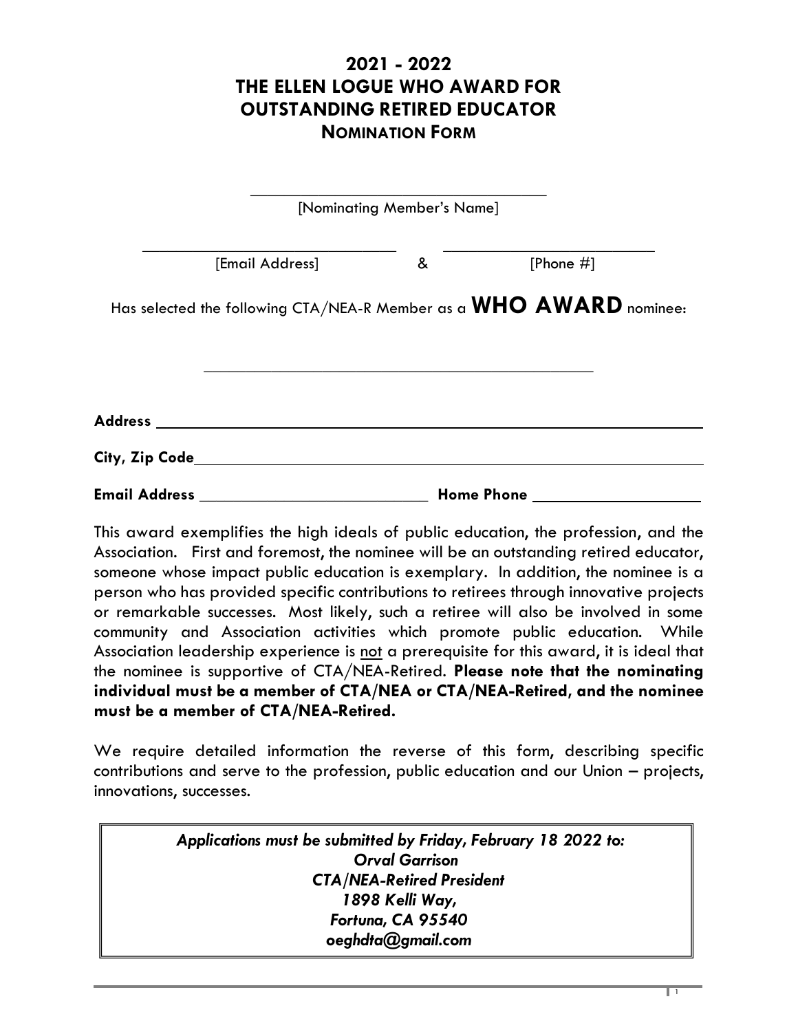# 2021 - 2022
# THE ELLEN LOGUE WHO AWARD FOR OUTSTANDING RETIRED EDUCATOR
## NOMINATION FORM

___________________________________
[Nominating Member's Name]

______________________________ & _________________________
[Email Address] & [Phone #]

Has selected the following CTA/NEA-R Member as a **WHO AWARD** nominee:

_____________________________________________

**Address** ____________________________________________________________

**City, Zip Code**________________________________________________________

**Email Address** ___________________________ **Home Phone** ___________________

This award exemplifies the high ideals of public education, the profession, and the Association. First and foremost, the nominee will be an outstanding retired educator, someone whose impact public education is exemplary. In addition, the nominee is a person who has provided specific contributions to retirees through innovative projects or remarkable successes. Most likely, such a retiree will also be involved in some community and Association activities which promote public education. While Association leadership experience is not a prerequisite for this award, it is ideal that the nominee is supportive of CTA/NEA-Retired. **Please note that the nominating individual must be a member of CTA/NEA or CTA/NEA-Retired, and the nominee must be a member of CTA/NEA-Retired.**

We require detailed information the reverse of this form, describing specific contributions and serve to the profession, public education and our Union – projects, innovations, successes.

***Applications must be submitted by Friday, February 18 2022 to:***
***Orval Garrison***
***CTA/NEA-Retired President***
***1898 Kelli Way,***
***Fortuna, CA 95540***
***oeghdta@gmail.com***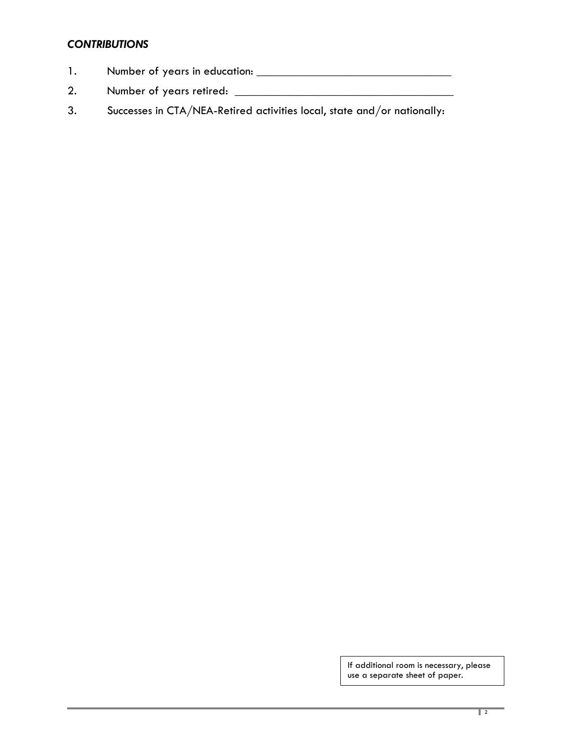***CONTRIBUTIONS***

1. Number of years in education: ________________________________
2. Number of years retired: ____________________________________
3. Successes in CTA/NEA-Retired activities local, state and/or nationally:

If additional room is necessary, please use a separate sheet of paper.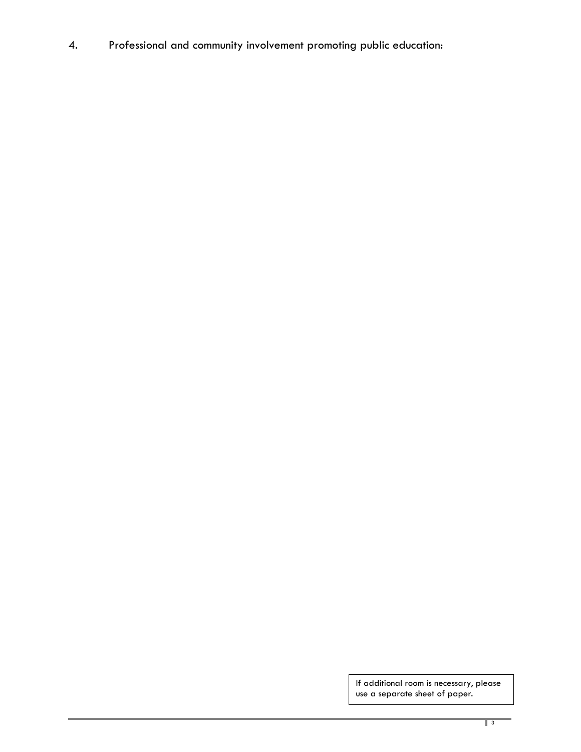4. Professional and community involvement promoting public education:

If additional room is necessary, please use a separate sheet of paper.